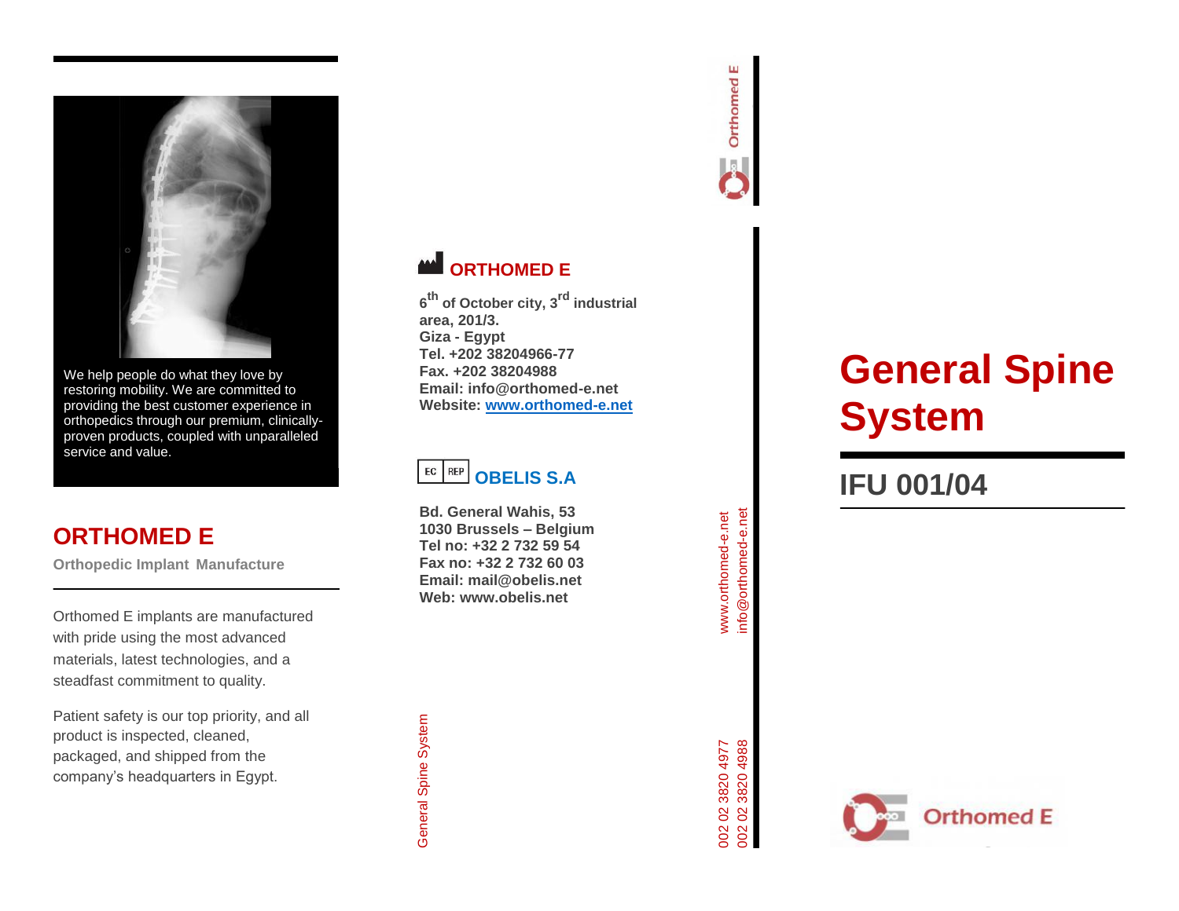We help people do what they love by restoring mobility. We are committed to providing the best customer experience in orthopedics through our premium, clinically-proven products, coupled with unparalleled service and value.

## ORTHOMED E

**Orthopedic Implant Manufacture**

Orthomed E implants are manufactured with pride using the most advanced materials, latest technologies, and a steadfast commitment to quality.

Patient safety is our top priority, and all product is inspected, cleaned, packaged, and shipped from the company's headquarters in Egypt.

### ORTHOMED E

**6th of October city, 3rd industrial area, 201/3.**
**Giza - Egypt**
**Tel. +202 38204966-77**
**Fax. +202 38204988**
**Email: info@orthomed-e.net**
**Website: www.orthomed-e.net**

### EC REP OBELIS S.A

**Bd. General Wahis, 53**
**1030 Brussels – Belgium**
**Tel no: +32 2 732 59 54**
**Fax no: +32 2 732 60 03**
**Email: mail@obelis.net**
**Web: www.obelis.net**

General Spine System

Orthomed E

www.orthomed-e.net
info@orthomed-e.net

002 02 3820 4977
002 02 3820 4988

# General Spine System

## IFU 001/04

Orthomed E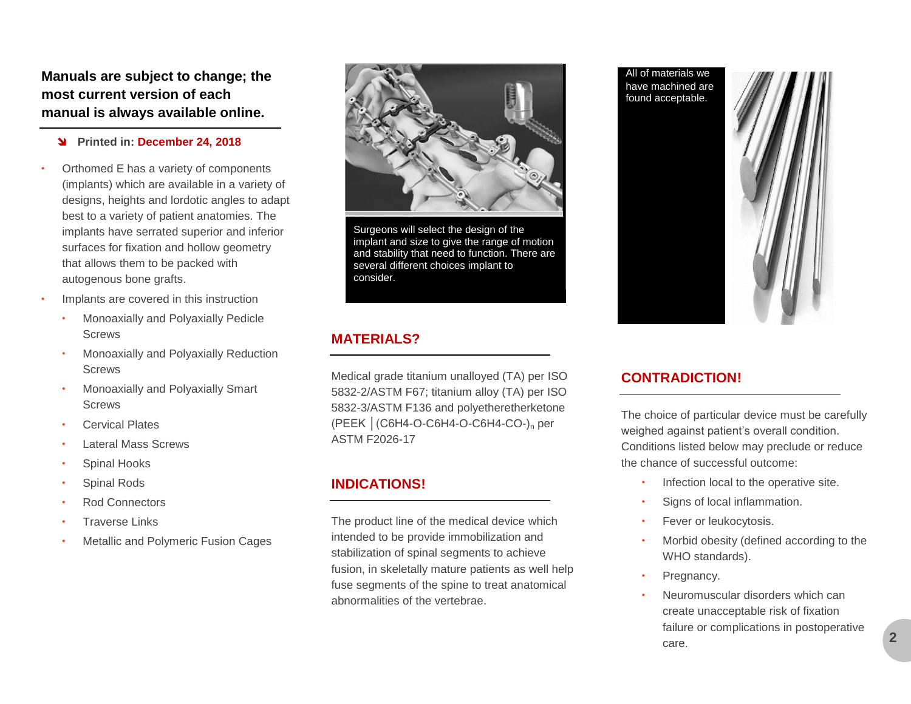**Manuals are subject to change; the most current version of each manual is always available online.**

- **Printed in: December 24, 2018**

- Orthomed E has a variety of components (implants) which are available in a variety of designs, heights and lordotic angles to adapt best to a variety of patient anatomies. The implants have serrated superior and inferior surfaces for fixation and hollow geometry that allows them to be packed with autogenous bone grafts.
- Implants are covered in this instruction
  - Monoaxially and Polyaxially Pedicle Screws
  - Monoaxially and Polyaxially Reduction Screws
  - Monoaxially and Polyaxially Smart Screws
  - Cervical Plates
  - Lateral Mass Screws
  - Spinal Hooks
  - Spinal Rods
  - Rod Connectors
  - Traverse Links
  - Metallic and Polymeric Fusion Cages

Surgeons will select the design of the implant and size to give the range of motion and stability that need to function. There are several different choices implant to consider.

## MATERIALS?

Medical grade titanium unalloyed (TA) per ISO 5832-2/ASTM F67; titanium alloy (TA) per ISO 5832-3/ASTM F136 and polyetheretherketone (PEEK │(C6H4-O-C6H4-O-C6H4-CO-)$_n$ per ASTM F2026-17

## INDICATIONS!

The product line of the medical device which intended to be provide immobilization and stabilization of spinal segments to achieve fusion, in skeletally mature patients as well help fuse segments of the spine to treat anatomical abnormalities of the vertebrae.

All of materials we have machined are found acceptable.

## CONTRADICTION!

The choice of particular device must be carefully weighed against patient's overall condition. Conditions listed below may preclude or reduce the chance of successful outcome:

- Infection local to the operative site.
- Signs of local inflammation.
- Fever or leukocytosis.
- Morbid obesity (defined according to the WHO standards).
- Pregnancy.
- Neuromuscular disorders which can create unacceptable risk of fixation failure or complications in postoperative care.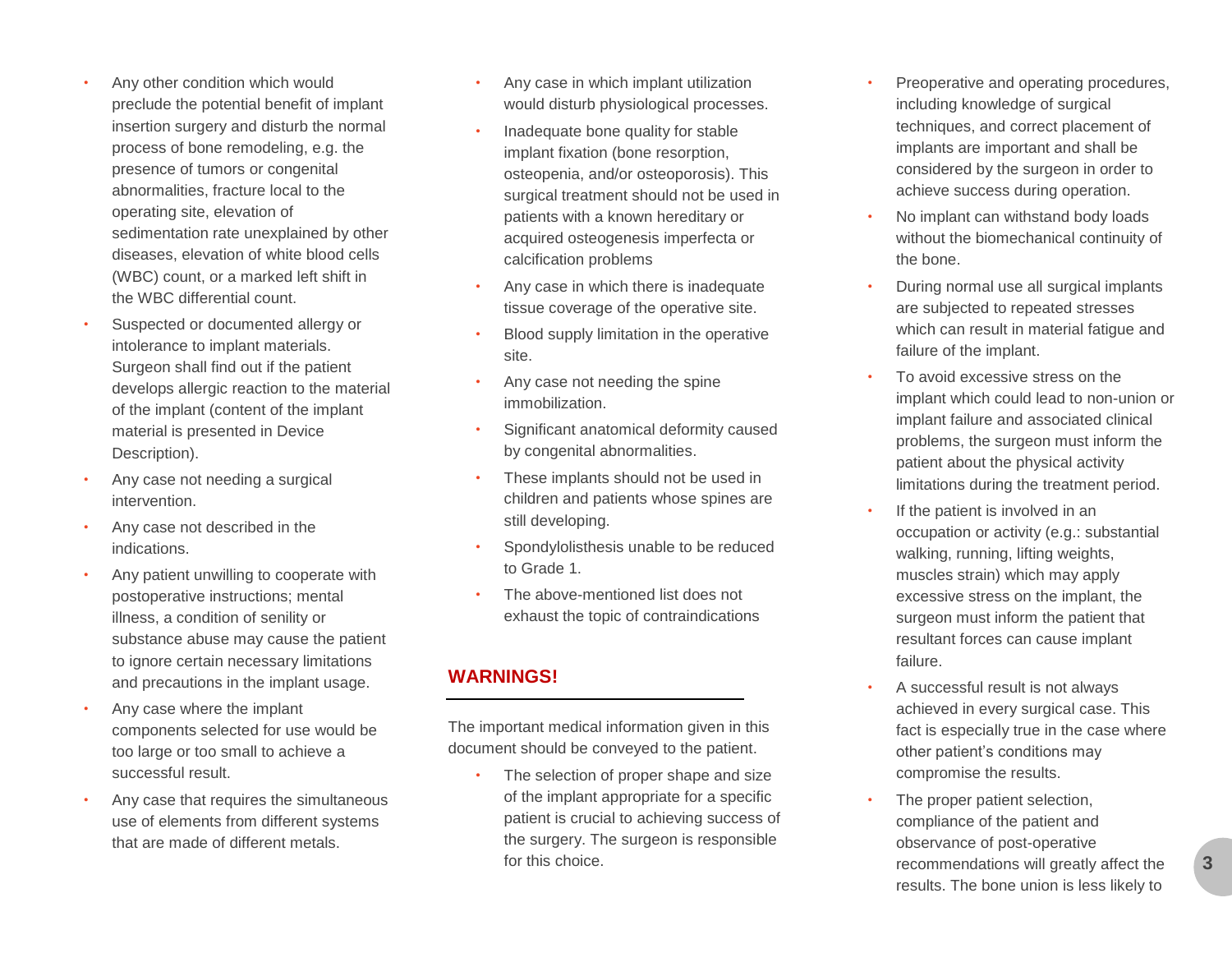- Any other condition which would preclude the potential benefit of implant insertion surgery and disturb the normal process of bone remodeling, e.g. the presence of tumors or congenital abnormalities, fracture local to the operating site, elevation of sedimentation rate unexplained by other diseases, elevation of white blood cells (WBC) count, or a marked left shift in the WBC differential count.
- Suspected or documented allergy or intolerance to implant materials. Surgeon shall find out if the patient develops allergic reaction to the material of the implant (content of the implant material is presented in Device Description).
- Any case not needing a surgical intervention.
- Any case not described in the indications.
- Any patient unwilling to cooperate with postoperative instructions; mental illness, a condition of senility or substance abuse may cause the patient to ignore certain necessary limitations and precautions in the implant usage.
- Any case where the implant components selected for use would be too large or too small to achieve a successful result.
- Any case that requires the simultaneous use of elements from different systems that are made of different metals.
- Any case in which implant utilization would disturb physiological processes.
- Inadequate bone quality for stable implant fixation (bone resorption, osteopenia, and/or osteoporosis). This surgical treatment should not be used in patients with a known hereditary or acquired osteogenesis imperfecta or calcification problems
- Any case in which there is inadequate tissue coverage of the operative site.
- Blood supply limitation in the operative site.
- Any case not needing the spine immobilization.
- Significant anatomical deformity caused by congenital abnormalities.
- These implants should not be used in children and patients whose spines are still developing.
- Spondylolisthesis unable to be reduced to Grade 1.
- The above-mentioned list does not exhaust the topic of contraindications

## WARNINGS!

The important medical information given in this document should be conveyed to the patient.

- The selection of proper shape and size of the implant appropriate for a specific patient is crucial to achieving success of the surgery. The surgeon is responsible for this choice.
- Preoperative and operating procedures, including knowledge of surgical techniques, and correct placement of implants are important and shall be considered by the surgeon in order to achieve success during operation.
- No implant can withstand body loads without the biomechanical continuity of the bone.
- During normal use all surgical implants are subjected to repeated stresses which can result in material fatigue and failure of the implant.
- To avoid excessive stress on the implant which could lead to non-union or implant failure and associated clinical problems, the surgeon must inform the patient about the physical activity limitations during the treatment period.
- If the patient is involved in an occupation or activity (e.g.: substantial walking, running, lifting weights, muscles strain) which may apply excessive stress on the implant, the surgeon must inform the patient that resultant forces can cause implant failure.
- A successful result is not always achieved in every surgical case. This fact is especially true in the case where other patient's conditions may compromise the results.
- The proper patient selection, compliance of the patient and observance of post-operative recommendations will greatly affect the results. The bone union is less likely to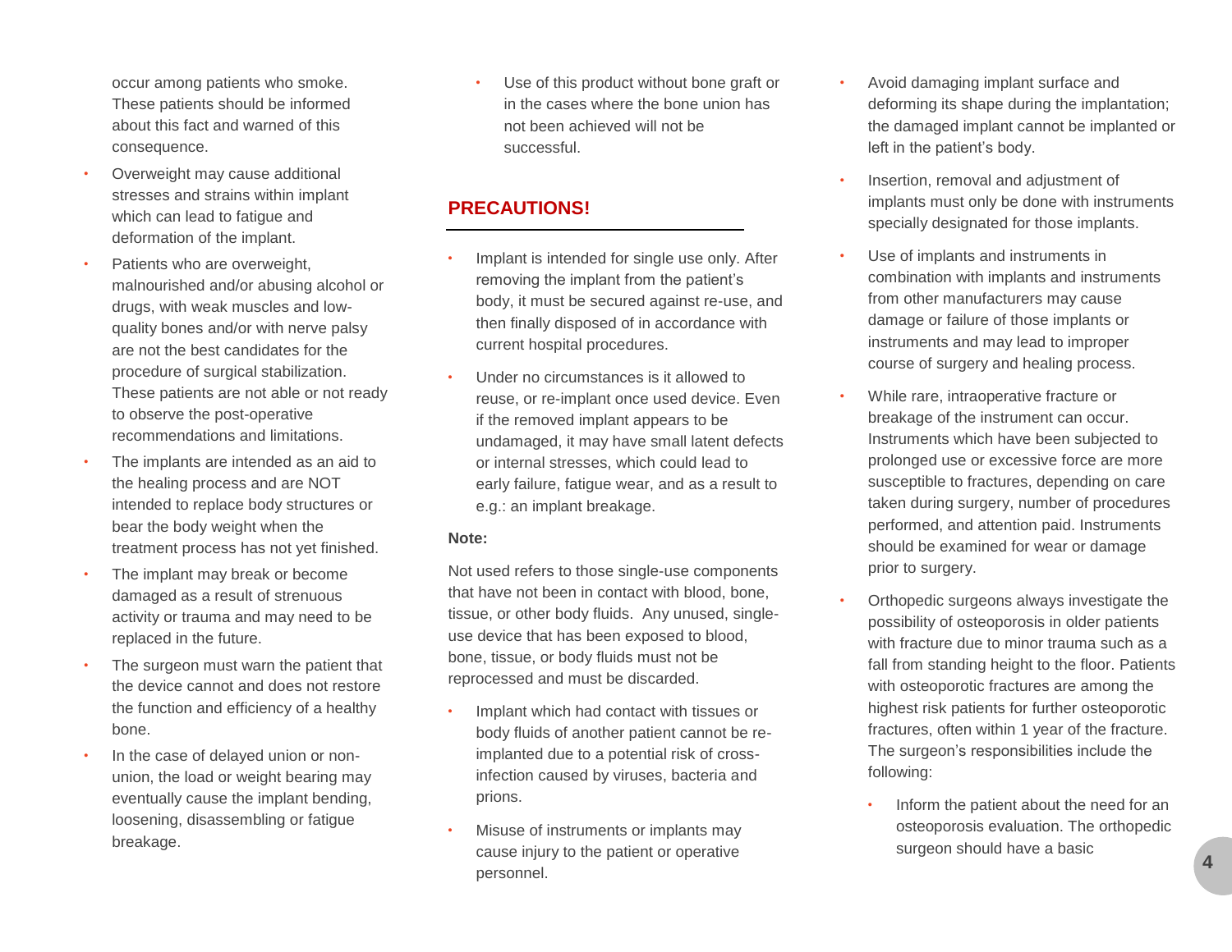occur among patients who smoke. These patients should be informed about this fact and warned of this consequence.

- Overweight may cause additional stresses and strains within implant which can lead to fatigue and deformation of the implant.
- Patients who are overweight, malnourished and/or abusing alcohol or drugs, with weak muscles and low-quality bones and/or with nerve palsy are not the best candidates for the procedure of surgical stabilization. These patients are not able or not ready to observe the post-operative recommendations and limitations.
- The implants are intended as an aid to the healing process and are NOT intended to replace body structures or bear the body weight when the treatment process has not yet finished.
- The implant may break or become damaged as a result of strenuous activity or trauma and may need to be replaced in the future.
- The surgeon must warn the patient that the device cannot and does not restore the function and efficiency of a healthy bone.
- In the case of delayed union or non-union, the load or weight bearing may eventually cause the implant bending, loosening, disassembling or fatigue breakage.
- Use of this product without bone graft or in the cases where the bone union has not been achieved will not be successful.

## PRECAUTIONS!

- Implant is intended for single use only. After removing the implant from the patient's body, it must be secured against re-use, and then finally disposed of in accordance with current hospital procedures.
- Under no circumstances is it allowed to reuse, or re-implant once used device. Even if the removed implant appears to be undamaged, it may have small latent defects or internal stresses, which could lead to early failure, fatigue wear, and as a result to e.g.: an implant breakage.

**Note:**

Not used refers to those single-use components that have not been in contact with blood, bone, tissue, or other body fluids. Any unused, single-use device that has been exposed to blood, bone, tissue, or body fluids must not be reprocessed and must be discarded.

- Implant which had contact with tissues or body fluids of another patient cannot be re-implanted due to a potential risk of cross-infection caused by viruses, bacteria and prions.
- Misuse of instruments or implants may cause injury to the patient or operative personnel.
- Avoid damaging implant surface and deforming its shape during the implantation; the damaged implant cannot be implanted or left in the patient's body.
- Insertion, removal and adjustment of implants must only be done with instruments specially designated for those implants.
- Use of implants and instruments in combination with implants and instruments from other manufacturers may cause damage or failure of those implants or instruments and may lead to improper course of surgery and healing process.
- While rare, intraoperative fracture or breakage of the instrument can occur. Instruments which have been subjected to prolonged use or excessive force are more susceptible to fractures, depending on care taken during surgery, number of procedures performed, and attention paid. Instruments should be examined for wear or damage prior to surgery.
- Orthopedic surgeons always investigate the possibility of osteoporosis in older patients with fracture due to minor trauma such as a fall from standing height to the floor. Patients with osteoporotic fractures are among the highest risk patients for further osteoporotic fractures, often within 1 year of the fracture. The surgeon's responsibilities include the following:
  - Inform the patient about the need for an osteoporosis evaluation. The orthopedic surgeon should have a basic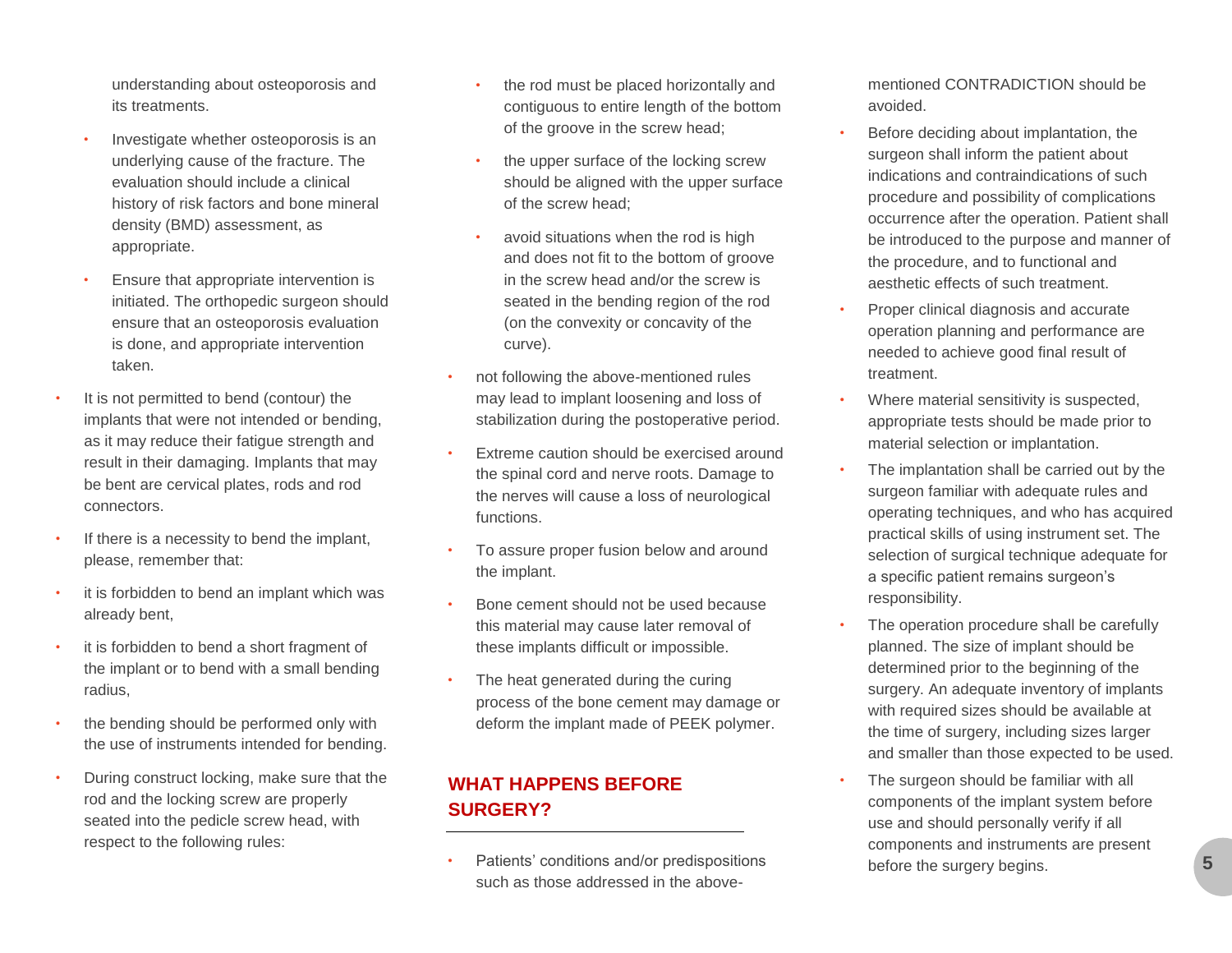understanding about osteoporosis and its treatments.

- Investigate whether osteoporosis is an underlying cause of the fracture. The evaluation should include a clinical history of risk factors and bone mineral density (BMD) assessment, as appropriate.
- Ensure that appropriate intervention is initiated. The orthopedic surgeon should ensure that an osteoporosis evaluation is done, and appropriate intervention taken.

- It is not permitted to bend (contour) the implants that were not intended or bending, as it may reduce their fatigue strength and result in their damaging. Implants that may be bent are cervical plates, rods and rod connectors.
- If there is a necessity to bend the implant, please, remember that:
- it is forbidden to bend an implant which was already bent,
- it is forbidden to bend a short fragment of the implant or to bend with a small bending radius,
- the bending should be performed only with the use of instruments intended for bending.
- During construct locking, make sure that the rod and the locking screw are properly seated into the pedicle screw head, with respect to the following rules:
  - the rod must be placed horizontally and contiguous to entire length of the bottom of the groove in the screw head;
  - the upper surface of the locking screw should be aligned with the upper surface of the screw head;
  - avoid situations when the rod is high and does not fit to the bottom of groove in the screw head and/or the screw is seated in the bending region of the rod (on the convexity or concavity of the curve).
- not following the above-mentioned rules may lead to implant loosening and loss of stabilization during the postoperative period.
- Extreme caution should be exercised around the spinal cord and nerve roots. Damage to the nerves will cause a loss of neurological functions.
- To assure proper fusion below and around the implant.
- Bone cement should not be used because this material may cause later removal of these implants difficult or impossible.
- The heat generated during the curing process of the bone cement may damage or deform the implant made of PEEK polymer.

## WHAT HAPPENS BEFORE SURGERY?

- Patients' conditions and/or predispositions such as those addressed in the above-mentioned CONTRADICTION should be avoided.
- Before deciding about implantation, the surgeon shall inform the patient about indications and contraindications of such procedure and possibility of complications occurrence after the operation. Patient shall be introduced to the purpose and manner of the procedure, and to functional and aesthetic effects of such treatment.
- Proper clinical diagnosis and accurate operation planning and performance are needed to achieve good final result of treatment.
- Where material sensitivity is suspected, appropriate tests should be made prior to material selection or implantation.
- The implantation shall be carried out by the surgeon familiar with adequate rules and operating techniques, and who has acquired practical skills of using instrument set. The selection of surgical technique adequate for a specific patient remains surgeon's responsibility.
- The operation procedure shall be carefully planned. The size of implant should be determined prior to the beginning of the surgery. An adequate inventory of implants with required sizes should be available at the time of surgery, including sizes larger and smaller than those expected to be used.
- The surgeon should be familiar with all components of the implant system before use and should personally verify if all components and instruments are present before the surgery begins.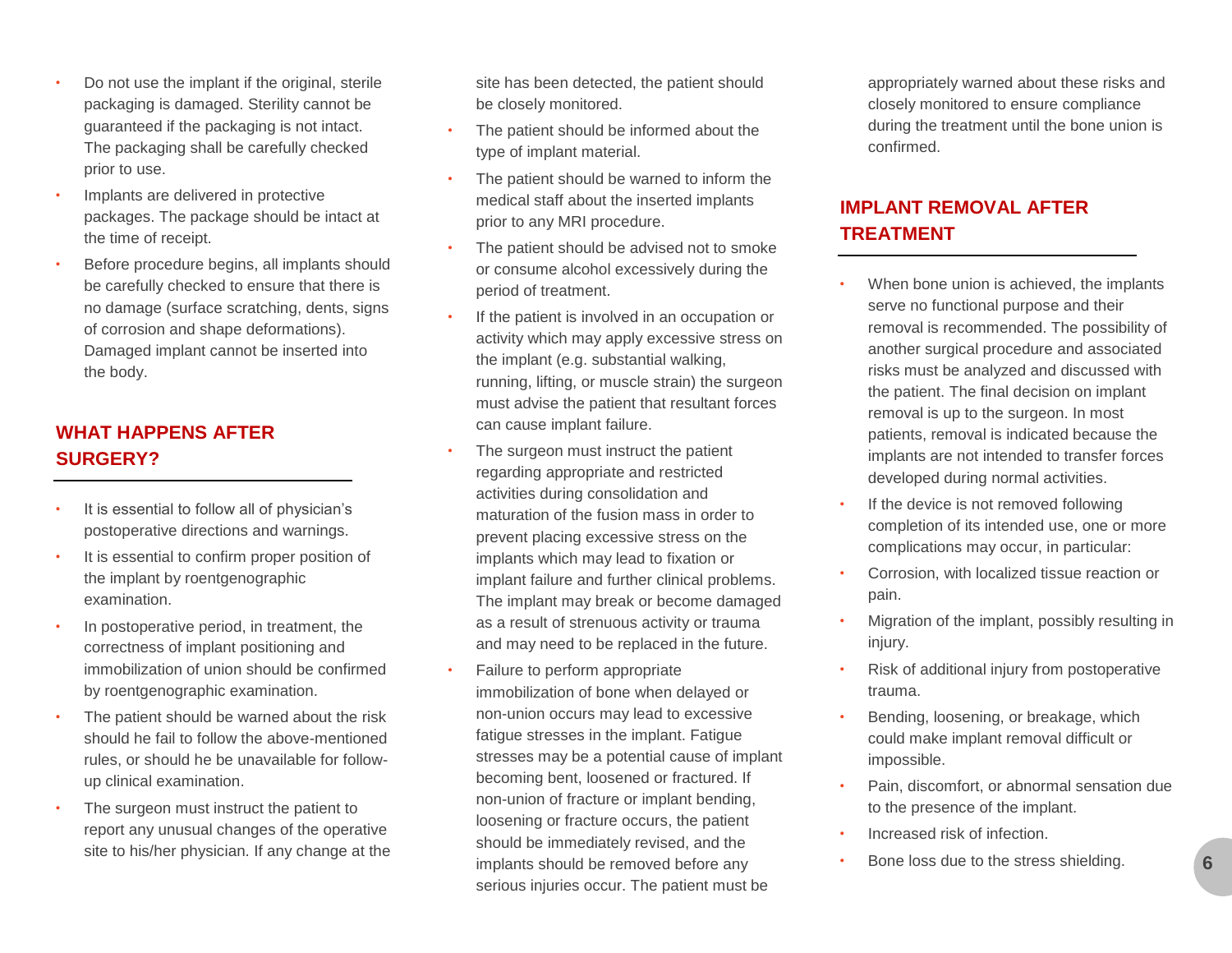- Do not use the implant if the original, sterile packaging is damaged. Sterility cannot be guaranteed if the packaging is not intact. The packaging shall be carefully checked prior to use.
- Implants are delivered in protective packages. The package should be intact at the time of receipt.
- Before procedure begins, all implants should be carefully checked to ensure that there is no damage (surface scratching, dents, signs of corrosion and shape deformations). Damaged implant cannot be inserted into the body.

## WHAT HAPPENS AFTER SURGERY?

- It is essential to follow all of physician's postoperative directions and warnings.
- It is essential to confirm proper position of the implant by roentgenographic examination.
- In postoperative period, in treatment, the correctness of implant positioning and immobilization of union should be confirmed by roentgenographic examination.
- The patient should be warned about the risk should he fail to follow the above-mentioned rules, or should he be unavailable for follow-up clinical examination.
- The surgeon must instruct the patient to report any unusual changes of the operative site to his/her physician. If any change at the site has been detected, the patient should be closely monitored.
- The patient should be informed about the type of implant material.
- The patient should be warned to inform the medical staff about the inserted implants prior to any MRI procedure.
- The patient should be advised not to smoke or consume alcohol excessively during the period of treatment.
- If the patient is involved in an occupation or activity which may apply excessive stress on the implant (e.g. substantial walking, running, lifting, or muscle strain) the surgeon must advise the patient that resultant forces can cause implant failure.
- The surgeon must instruct the patient regarding appropriate and restricted activities during consolidation and maturation of the fusion mass in order to prevent placing excessive stress on the implants which may lead to fixation or implant failure and further clinical problems. The implant may break or become damaged as a result of strenuous activity or trauma and may need to be replaced in the future.
- Failure to perform appropriate immobilization of bone when delayed or non-union occurs may lead to excessive fatigue stresses in the implant. Fatigue stresses may be a potential cause of implant becoming bent, loosened or fractured. If non-union of fracture or implant bending, loosening or fracture occurs, the patient should be immediately revised, and the implants should be removed before any serious injuries occur. The patient must be appropriately warned about these risks and closely monitored to ensure compliance during the treatment until the bone union is confirmed.

## IMPLANT REMOVAL AFTER TREATMENT

- When bone union is achieved, the implants serve no functional purpose and their removal is recommended. The possibility of another surgical procedure and associated risks must be analyzed and discussed with the patient. The final decision on implant removal is up to the surgeon. In most patients, removal is indicated because the implants are not intended to transfer forces developed during normal activities.
- If the device is not removed following completion of its intended use, one or more complications may occur, in particular:
- Corrosion, with localized tissue reaction or pain.
- Migration of the implant, possibly resulting in injury.
- Risk of additional injury from postoperative trauma.
- Bending, loosening, or breakage, which could make implant removal difficult or impossible.
- Pain, discomfort, or abnormal sensation due to the presence of the implant.
- Increased risk of infection.
- Bone loss due to the stress shielding.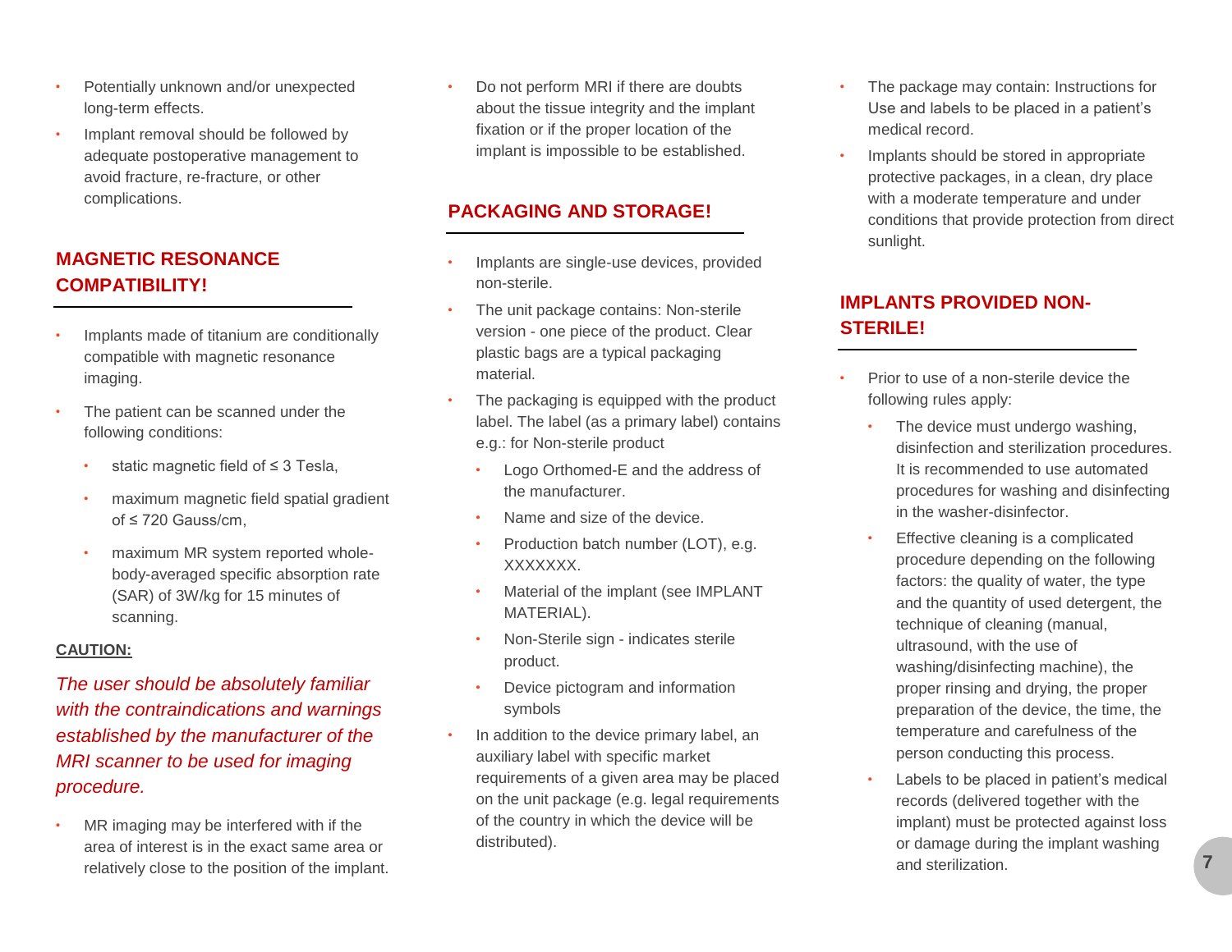- Potentially unknown and/or unexpected long-term effects.
- Implant removal should be followed by adequate postoperative management to avoid fracture, re-fracture, or other complications.

## MAGNETIC RESONANCE COMPATIBILITY!

- Implants made of titanium are conditionally compatible with magnetic resonance imaging.
- The patient can be scanned under the following conditions:
  - static magnetic field of ≤ 3 Tesla,
  - maximum magnetic field spatial gradient of ≤ 720 Gauss/cm,
  - maximum MR system reported whole-body-averaged specific absorption rate (SAR) of 3W/kg for 15 minutes of scanning.

**CAUTION:**

*The user should be absolutely familiar with the contraindications and warnings established by the manufacturer of the MRI scanner to be used for imaging procedure.*

- MR imaging may be interfered with if the area of interest is in the exact same area or relatively close to the position of the implant.
- Do not perform MRI if there are doubts about the tissue integrity and the implant fixation or if the proper location of the implant is impossible to be established.

## PACKAGING AND STORAGE!

- Implants are single-use devices, provided non-sterile.
- The unit package contains: Non-sterile version - one piece of the product. Clear plastic bags are a typical packaging material.
- The packaging is equipped with the product label. The label (as a primary label) contains e.g.: for Non-sterile product
  - Logo Orthomed-E and the address of the manufacturer.
  - Name and size of the device.
  - Production batch number (LOT), e.g. XXXXXXX.
  - Material of the implant (see IMPLANT MATERIAL).
  - Non-Sterile sign - indicates sterile product.
  - Device pictogram and information symbols
- In addition to the device primary label, an auxiliary label with specific market requirements of a given area may be placed on the unit package (e.g. legal requirements of the country in which the device will be distributed).
- The package may contain: Instructions for Use and labels to be placed in a patient's medical record.
- Implants should be stored in appropriate protective packages, in a clean, dry place with a moderate temperature and under conditions that provide protection from direct sunlight.

## IMPLANTS PROVIDED NON-STERILE!

- Prior to use of a non-sterile device the following rules apply:
  - The device must undergo washing, disinfection and sterilization procedures. It is recommended to use automated procedures for washing and disinfecting in the washer-disinfector.
  - Effective cleaning is a complicated procedure depending on the following factors: the quality of water, the type and the quantity of used detergent, the technique of cleaning (manual, ultrasound, with the use of washing/disinfecting machine), the proper rinsing and drying, the proper preparation of the device, the time, the temperature and carefulness of the person conducting this process.
  - Labels to be placed in patient's medical records (delivered together with the implant) must be protected against loss or damage during the implant washing and sterilization.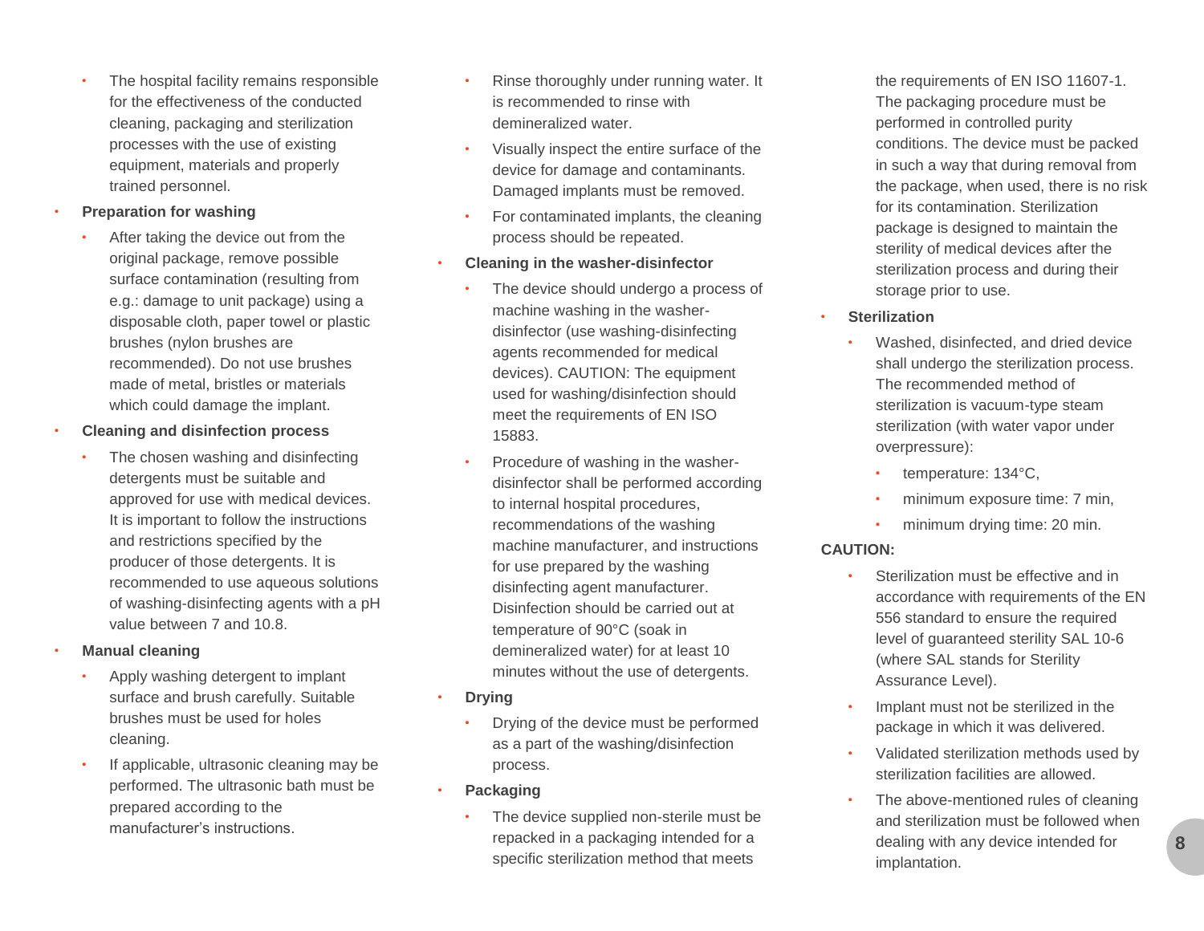- The hospital facility remains responsible for the effectiveness of the conducted cleaning, packaging and sterilization processes with the use of existing equipment, materials and properly trained personnel.

- **Preparation for washing**
  - After taking the device out from the original package, remove possible surface contamination (resulting from e.g.: damage to unit package) using a disposable cloth, paper towel or plastic brushes (nylon brushes are recommended). Do not use brushes made of metal, bristles or materials which could damage the implant.
- **Cleaning and disinfection process**
  - The chosen washing and disinfecting detergents must be suitable and approved for use with medical devices. It is important to follow the instructions and restrictions specified by the producer of those detergents. It is recommended to use aqueous solutions of washing-disinfecting agents with a pH value between 7 and 10.8.
- **Manual cleaning**
  - Apply washing detergent to implant surface and brush carefully. Suitable brushes must be used for holes cleaning.
  - If applicable, ultrasonic cleaning may be performed. The ultrasonic bath must be prepared according to the manufacturer's instructions.
  - Rinse thoroughly under running water. It is recommended to rinse with demineralized water.
  - Visually inspect the entire surface of the device for damage and contaminants. Damaged implants must be removed.
  - For contaminated implants, the cleaning process should be repeated.
- **Cleaning in the washer-disinfector**
  - The device should undergo a process of machine washing in the washer-disinfector (use washing-disinfecting agents recommended for medical devices). CAUTION: The equipment used for washing/disinfection should meet the requirements of EN ISO 15883.
  - Procedure of washing in the washer-disinfector shall be performed according to internal hospital procedures, recommendations of the washing machine manufacturer, and instructions for use prepared by the washing disinfecting agent manufacturer. Disinfection should be carried out at temperature of 90°C (soak in demineralized water) for at least 10 minutes without the use of detergents.
- **Drying**
  - Drying of the device must be performed as a part of the washing/disinfection process.
- **Packaging**
  - The device supplied non-sterile must be repacked in a packaging intended for a specific sterilization method that meets the requirements of EN ISO 11607-1. The packaging procedure must be performed in controlled purity conditions. The device must be packed in such a way that during removal from the package, when used, there is no risk for its contamination. Sterilization package is designed to maintain the sterility of medical devices after the sterilization process and during their storage prior to use.
- **Sterilization**
  - Washed, disinfected, and dried device shall undergo the sterilization process. The recommended method of sterilization is vacuum-type steam sterilization (with water vapor under overpressure):
    - temperature: 134°C,
    - minimum exposure time: 7 min,
    - minimum drying time: 20 min.

**CAUTION:**

- Sterilization must be effective and in accordance with requirements of the EN 556 standard to ensure the required level of guaranteed sterility SAL 10-6 (where SAL stands for Sterility Assurance Level).
- Implant must not be sterilized in the package in which it was delivered.
- Validated sterilization methods used by sterilization facilities are allowed.
- The above-mentioned rules of cleaning and sterilization must be followed when dealing with any device intended for implantation.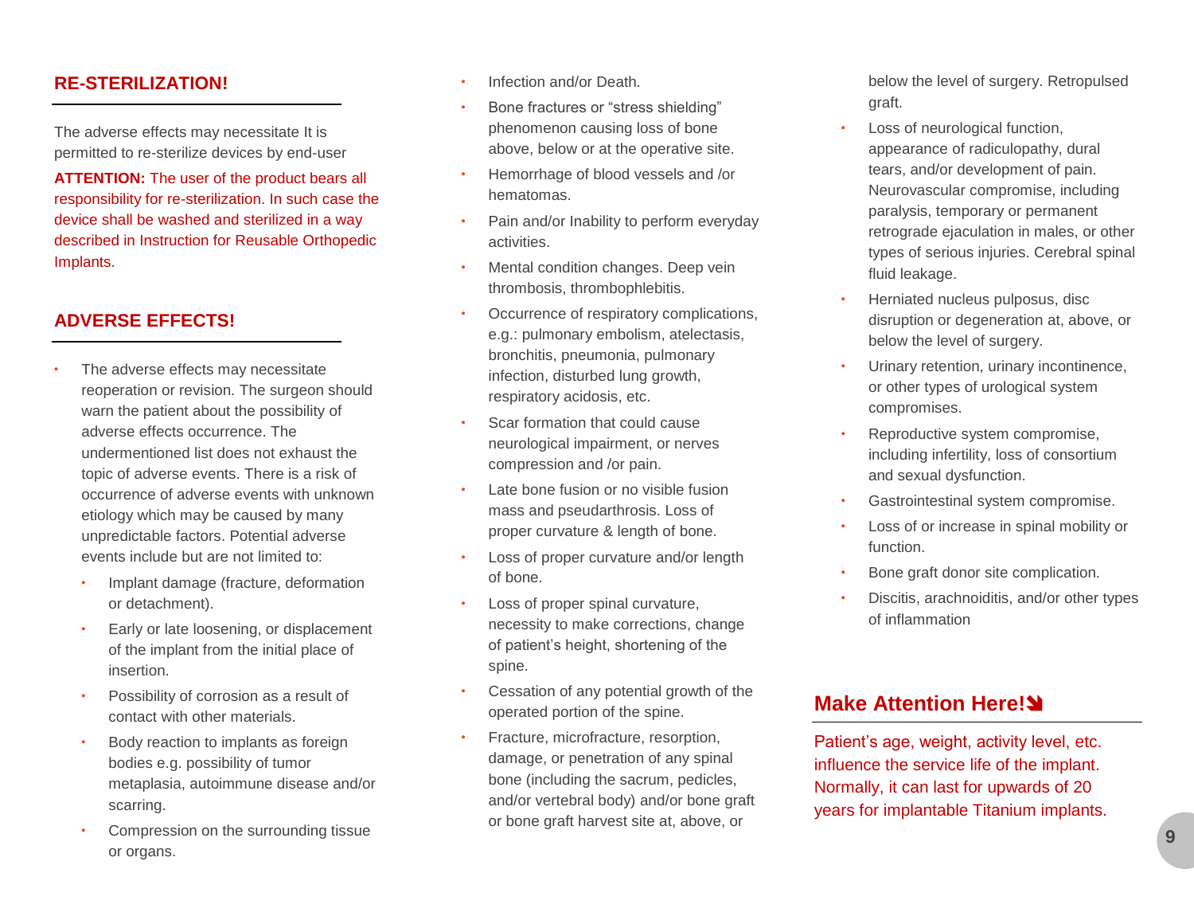## RE-STERILIZATION!

The adverse effects may necessitate It is permitted to re-sterilize devices by end-user

**ATTENTION:** The user of the product bears all responsibility for re-sterilization. In such case the device shall be washed and sterilized in a way described in Instruction for Reusable Orthopedic Implants.

## ADVERSE EFFECTS!

- The adverse effects may necessitate reoperation or revision. The surgeon should warn the patient about the possibility of adverse effects occurrence. The undermentioned list does not exhaust the topic of adverse events. There is a risk of occurrence of adverse events with unknown etiology which may be caused by many unpredictable factors. Potential adverse events include but are not limited to:
  - Implant damage (fracture, deformation or detachment).
  - Early or late loosening, or displacement of the implant from the initial place of insertion.
  - Possibility of corrosion as a result of contact with other materials.
  - Body reaction to implants as foreign bodies e.g. possibility of tumor metaplasia, autoimmune disease and/or scarring.
  - Compression on the surrounding tissue or organs.
- Infection and/or Death.
- Bone fractures or "stress shielding" phenomenon causing loss of bone above, below or at the operative site.
- Hemorrhage of blood vessels and /or hematomas.
- Pain and/or Inability to perform everyday activities.
- Mental condition changes. Deep vein thrombosis, thrombophlebitis.
- Occurrence of respiratory complications, e.g.: pulmonary embolism, atelectasis, bronchitis, pneumonia, pulmonary infection, disturbed lung growth, respiratory acidosis, etc.
- Scar formation that could cause neurological impairment, or nerves compression and /or pain.
- Late bone fusion or no visible fusion mass and pseudarthrosis. Loss of proper curvature & length of bone.
- Loss of proper curvature and/or length of bone.
- Loss of proper spinal curvature, necessity to make corrections, change of patient's height, shortening of the spine.
- Cessation of any potential growth of the operated portion of the spine.
- Fracture, microfracture, resorption, damage, or penetration of any spinal bone (including the sacrum, pedicles, and/or vertebral body) and/or bone graft or bone graft harvest site at, above, or below the level of surgery. Retropulsed graft.
- Loss of neurological function, appearance of radiculopathy, dural tears, and/or development of pain. Neurovascular compromise, including paralysis, temporary or permanent retrograde ejaculation in males, or other types of serious injuries. Cerebral spinal fluid leakage.
- Herniated nucleus pulposus, disc disruption or degeneration at, above, or below the level of surgery.
- Urinary retention, urinary incontinence, or other types of urological system compromises.
- Reproductive system compromise, including infertility, loss of consortium and sexual dysfunction.
- Gastrointestinal system compromise.
- Loss of or increase in spinal mobility or function.
- Bone graft donor site complication.
- Discitis, arachnoiditis, and/or other types of inflammation

## Make Attention Here!

Patient's age, weight, activity level, etc. influence the service life of the implant. Normally, it can last for upwards of 20 years for implantable Titanium implants.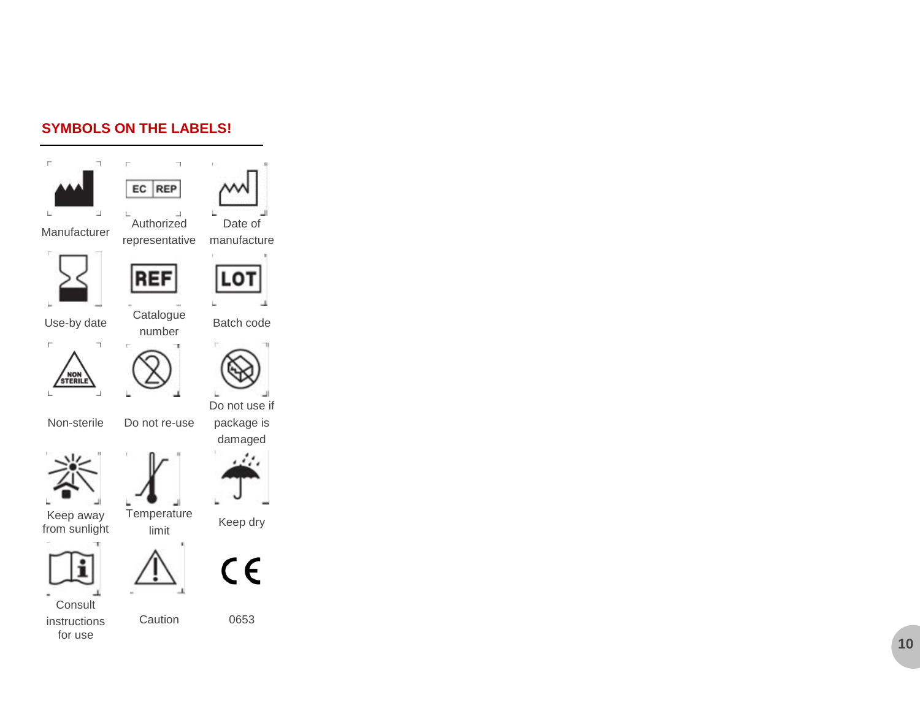## SYMBOLS ON THE LABELS!

| | | |
|---|---|---|
| Manufacturer | EC REP Authorized representative | Date of manufacture |
| Use-by date | REF Catalogue number | LOT Batch code |
| NON STERILE Non-sterile | Do not re-use | Do not use if package is damaged |
| Keep away from sunlight | Temperature limit | Keep dry |
| Consult instructions for use | Caution | CE 0653 |